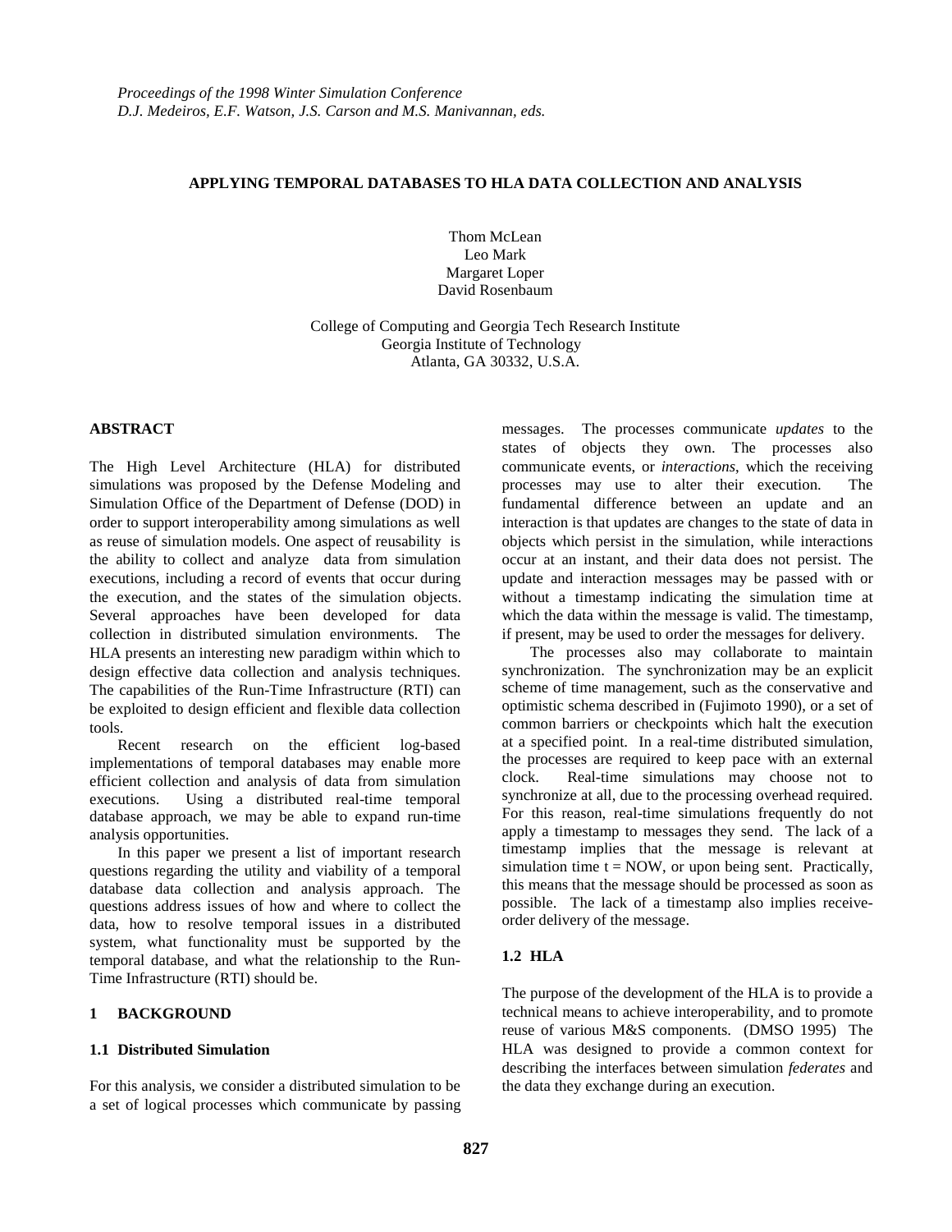*Proceedings of the 1998 Winter Simulation Conference*
*D.J. Medeiros, E.F. Watson, J.S. Carson and M.S. Manivannan, eds.*

# APPLYING TEMPORAL DATABASES TO HLA DATA COLLECTION AND ANALYSIS

Thom McLean
Leo Mark
Margaret Loper
David Rosenbaum

College of Computing and Georgia Tech Research Institute
Georgia Institute of Technology
Atlanta, GA 30332, U.S.A.

## ABSTRACT

The High Level Architecture (HLA) for distributed simulations was proposed by the Defense Modeling and Simulation Office of the Department of Defense (DOD) in order to support interoperability among simulations as well as reuse of simulation models. One aspect of reusability is the ability to collect and analyze data from simulation executions, including a record of events that occur during the execution, and the states of the simulation objects. Several approaches have been developed for data collection in distributed simulation environments. The HLA presents an interesting new paradigm within which to design effective data collection and analysis techniques. The capabilities of the Run-Time Infrastructure (RTI) can be exploited to design efficient and flexible data collection tools.

Recent research on the efficient log-based implementations of temporal databases may enable more efficient collection and analysis of data from simulation executions. Using a distributed real-time temporal database approach, we may be able to expand run-time analysis opportunities.

In this paper we present a list of important research questions regarding the utility and viability of a temporal database data collection and analysis approach. The questions address issues of how and where to collect the data, how to resolve temporal issues in a distributed system, what functionality must be supported by the temporal database, and what the relationship to the Run-Time Infrastructure (RTI) should be.

## 1 BACKGROUND

### 1.1 Distributed Simulation

For this analysis, we consider a distributed simulation to be a set of logical processes which communicate by passing messages. The processes communicate *updates* to the states of objects they own. The processes also communicate events, or *interactions*, which the receiving processes may use to alter their execution. The fundamental difference between an update and an interaction is that updates are changes to the state of data in objects which persist in the simulation, while interactions occur at an instant, and their data does not persist. The update and interaction messages may be passed with or without a timestamp indicating the simulation time at which the data within the message is valid. The timestamp, if present, may be used to order the messages for delivery.

The processes also may collaborate to maintain synchronization. The synchronization may be an explicit scheme of time management, such as the conservative and optimistic schema described in (Fujimoto 1990), or a set of common barriers or checkpoints which halt the execution at a specified point. In a real-time distributed simulation, the processes are required to keep pace with an external clock. Real-time simulations may choose not to synchronize at all, due to the processing overhead required. For this reason, real-time simulations frequently do not apply a timestamp to messages they send. The lack of a timestamp implies that the message is relevant at simulation time t = NOW, or upon being sent. Practically, this means that the message should be processed as soon as possible. The lack of a timestamp also implies receive-order delivery of the message.

### 1.2 HLA

The purpose of the development of the HLA is to provide a technical means to achieve interoperability, and to promote reuse of various M&S components. (DMSO 1995) The HLA was designed to provide a common context for describing the interfaces between simulation *federates* and the data they exchange during an execution.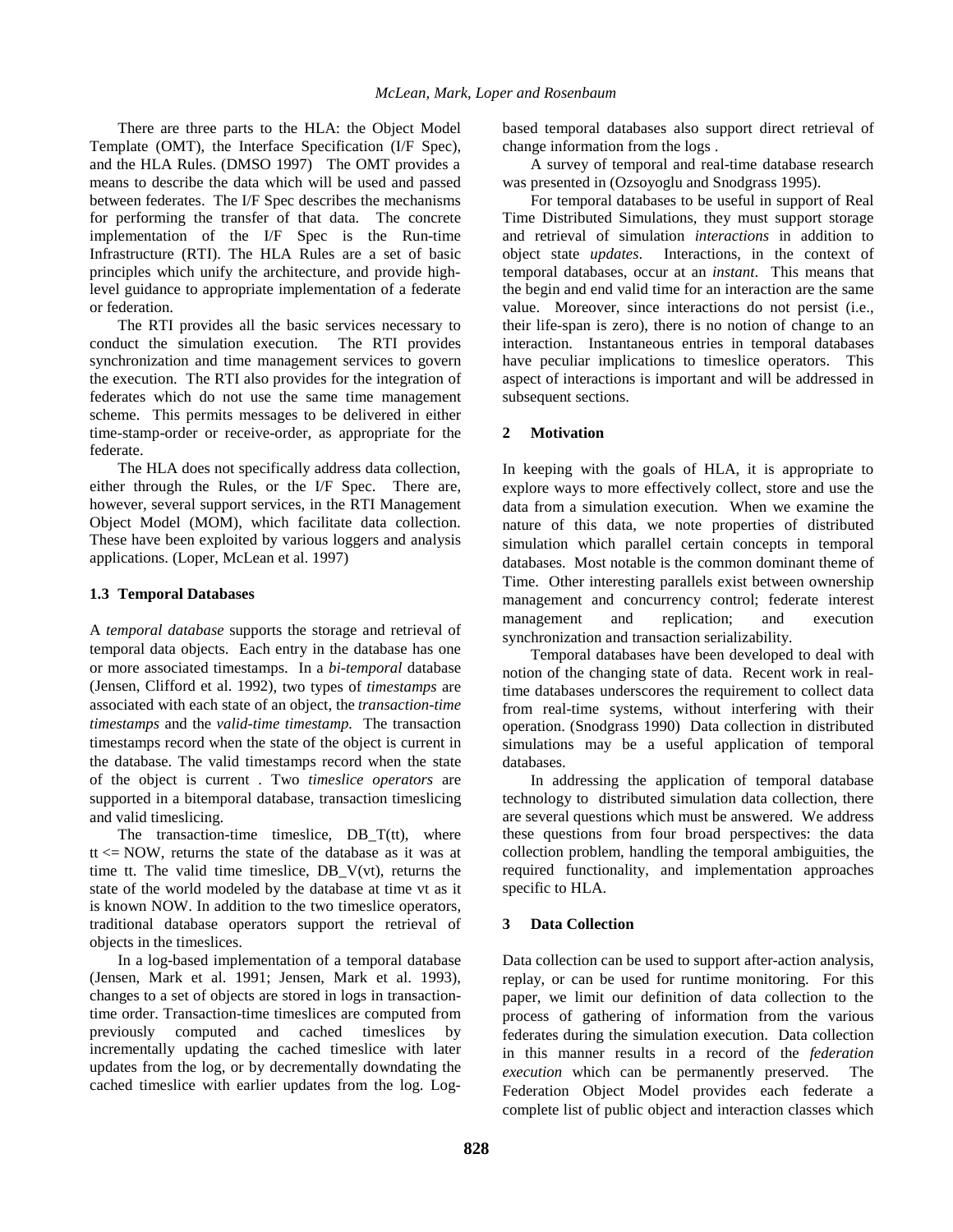There are three parts to the HLA: the Object Model Template (OMT), the Interface Specification (I/F Spec), and the HLA Rules. (DMSO 1997) The OMT provides a means to describe the data which will be used and passed between federates. The I/F Spec describes the mechanisms for performing the transfer of that data. The concrete implementation of the I/F Spec is the Run-time Infrastructure (RTI). The HLA Rules are a set of basic principles which unify the architecture, and provide high-level guidance to appropriate implementation of a federate or federation.

The RTI provides all the basic services necessary to conduct the simulation execution. The RTI provides synchronization and time management services to govern the execution. The RTI also provides for the integration of federates which do not use the same time management scheme. This permits messages to be delivered in either time-stamp-order or receive-order, as appropriate for the federate.

The HLA does not specifically address data collection, either through the Rules, or the I/F Spec. There are, however, several support services, in the RTI Management Object Model (MOM), which facilitate data collection. These have been exploited by various loggers and analysis applications. (Loper, McLean et al. 1997)

### 1.3 Temporal Databases

A *temporal database* supports the storage and retrieval of temporal data objects. Each entry in the database has one or more associated timestamps. In a *bi-temporal* database (Jensen, Clifford et al. 1992), two types of *timestamps* are associated with each state of an object, the *transaction-time timestamps* and the *valid-time timestamp.* The transaction timestamps record when the state of the object is current in the database. The valid timestamps record when the state of the object is current . Two *timeslice operators* are supported in a bitemporal database, transaction timeslicing and valid timeslicing.

The transaction-time timeslice, DB_T(tt), where tt <= NOW, returns the state of the database as it was at time tt. The valid time timeslice, DB_V(vt), returns the state of the world modeled by the database at time vt as it is known NOW. In addition to the two timeslice operators, traditional database operators support the retrieval of objects in the timeslices.

In a log-based implementation of a temporal database (Jensen, Mark et al. 1991; Jensen, Mark et al. 1993), changes to a set of objects are stored in logs in transaction-time order. Transaction-time timeslices are computed from previously computed and cached timeslices by incrementally updating the cached timeslice with later updates from the log, or by decrementally downdating the cached timeslice with earlier updates from the log. Log-based temporal databases also support direct retrieval of change information from the logs .

A survey of temporal and real-time database research was presented in (Ozsoyoglu and Snodgrass 1995).

For temporal databases to be useful in support of Real Time Distributed Simulations, they must support storage and retrieval of simulation *interactions* in addition to object state *updates*. Interactions, in the context of temporal databases, occur at an *instant*. This means that the begin and end valid time for an interaction are the same value. Moreover, since interactions do not persist (i.e., their life-span is zero), there is no notion of change to an interaction. Instantaneous entries in temporal databases have peculiar implications to timeslice operators. This aspect of interactions is important and will be addressed in subsequent sections.

## 2 Motivation

In keeping with the goals of HLA, it is appropriate to explore ways to more effectively collect, store and use the data from a simulation execution. When we examine the nature of this data, we note properties of distributed simulation which parallel certain concepts in temporal databases. Most notable is the common dominant theme of Time. Other interesting parallels exist between ownership management and concurrency control; federate interest management and replication; and execution synchronization and transaction serializability.

Temporal databases have been developed to deal with notion of the changing state of data. Recent work in real-time databases underscores the requirement to collect data from real-time systems, without interfering with their operation. (Snodgrass 1990) Data collection in distributed simulations may be a useful application of temporal databases.

In addressing the application of temporal database technology to distributed simulation data collection, there are several questions which must be answered. We address these questions from four broad perspectives: the data collection problem, handling the temporal ambiguities, the required functionality, and implementation approaches specific to HLA.

## 3 Data Collection

Data collection can be used to support after-action analysis, replay, or can be used for runtime monitoring. For this paper, we limit our definition of data collection to the process of gathering of information from the various federates during the simulation execution. Data collection in this manner results in a record of the *federation execution* which can be permanently preserved. The Federation Object Model provides each federate a complete list of public object and interaction classes which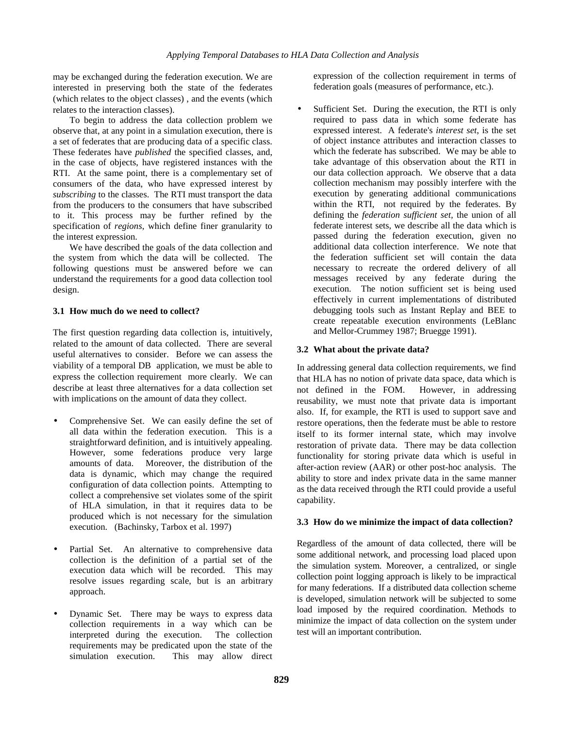may be exchanged during the federation execution. We are interested in preserving both the state of the federates (which relates to the object classes) , and the events (which relates to the interaction classes).

To begin to address the data collection problem we observe that, at any point in a simulation execution, there is a set of federates that are producing data of a specific class. These federates have *published* the specified classes, and, in the case of objects, have registered instances with the RTI. At the same point, there is a complementary set of consumers of the data, who have expressed interest by *subscribing* to the classes. The RTI must transport the data from the producers to the consumers that have subscribed to it. This process may be further refined by the specification of *regions*, which define finer granularity to the interest expression.

We have described the goals of the data collection and the system from which the data will be collected. The following questions must be answered before we can understand the requirements for a good data collection tool design.

### 3.1 How much do we need to collect?

The first question regarding data collection is, intuitively, related to the amount of data collected. There are several useful alternatives to consider. Before we can assess the viability of a temporal DB application, we must be able to express the collection requirement more clearly. We can describe at least three alternatives for a data collection set with implications on the amount of data they collect.

- Comprehensive Set. We can easily define the set of all data within the federation execution. This is a straightforward definition, and is intuitively appealing. However, some federations produce very large amounts of data. Moreover, the distribution of the data is dynamic, which may change the required configuration of data collection points. Attempting to collect a comprehensive set violates some of the spirit of HLA simulation, in that it requires data to be produced which is not necessary for the simulation execution. (Bachinsky, Tarbox et al. 1997)

- Partial Set. An alternative to comprehensive data collection is the definition of a partial set of the execution data which will be recorded. This may resolve issues regarding scale, but is an arbitrary approach.

- Dynamic Set. There may be ways to express data collection requirements in a way which can be interpreted during the execution. The collection requirements may be predicated upon the state of the simulation execution. This may allow direct expression of the collection requirement in terms of federation goals (measures of performance, etc.).

- Sufficient Set. During the execution, the RTI is only required to pass data in which some federate has expressed interest. A federate's *interest set*, is the set of object instance attributes and interaction classes to which the federate has subscribed. We may be able to take advantage of this observation about the RTI in our data collection approach. We observe that a data collection mechanism may possibly interfere with the execution by generating additional communications within the RTI, not required by the federates. By defining the *federation sufficient set*, the union of all federate interest sets, we describe all the data which is passed during the federation execution, given no additional data collection interference. We note that the federation sufficient set will contain the data necessary to recreate the ordered delivery of all messages received by any federate during the execution. The notion sufficient set is being used effectively in current implementations of distributed debugging tools such as Instant Replay and BEE to create repeatable execution environments (LeBlanc and Mellor-Crummey 1987; Bruegge 1991).

### 3.2 What about the private data?

In addressing general data collection requirements, we find that HLA has no notion of private data space, data which is not defined in the FOM. However, in addressing reusability, we must note that private data is important also. If, for example, the RTI is used to support save and restore operations, then the federate must be able to restore itself to its former internal state, which may involve restoration of private data. There may be data collection functionality for storing private data which is useful in after-action review (AAR) or other post-hoc analysis. The ability to store and index private data in the same manner as the data received through the RTI could provide a useful capability.

### 3.3 How do we minimize the impact of data collection?

Regardless of the amount of data collected, there will be some additional network, and processing load placed upon the simulation system. Moreover, a centralized, or single collection point logging approach is likely to be impractical for many federations. If a distributed data collection scheme is developed, simulation network will be subjected to some load imposed by the required coordination. Methods to minimize the impact of data collection on the system under test will an important contribution.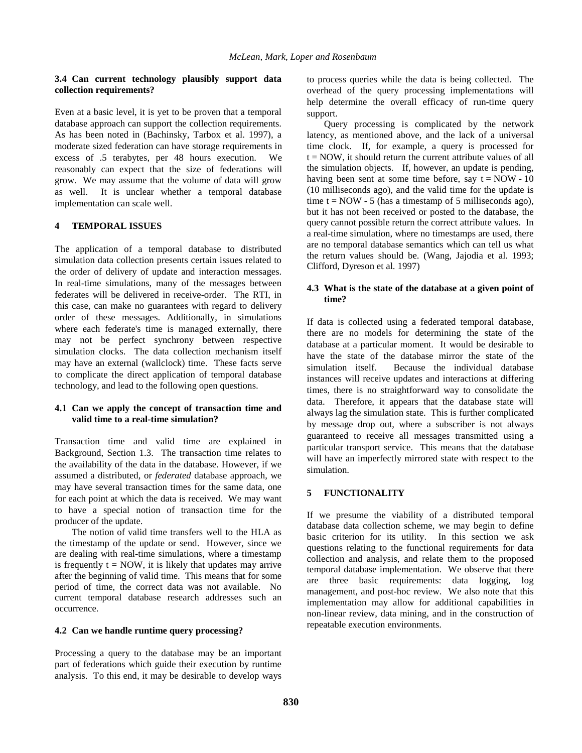### 3.4 Can current technology plausibly support data collection requirements?

Even at a basic level, it is yet to be proven that a temporal database approach can support the collection requirements. As has been noted in (Bachinsky, Tarbox et al. 1997), a moderate sized federation can have storage requirements in excess of .5 terabytes, per 48 hours execution. We reasonably can expect that the size of federations will grow. We may assume that the volume of data will grow as well. It is unclear whether a temporal database implementation can scale well.

## 4 TEMPORAL ISSUES

The application of a temporal database to distributed simulation data collection presents certain issues related to the order of delivery of update and interaction messages. In real-time simulations, many of the messages between federates will be delivered in receive-order. The RTI, in this case, can make no guarantees with regard to delivery order of these messages. Additionally, in simulations where each federate's time is managed externally, there may not be perfect synchrony between respective simulation clocks. The data collection mechanism itself may have an external (wallclock) time. These facts serve to complicate the direct application of temporal database technology, and lead to the following open questions.

### 4.1 Can we apply the concept of transaction time and valid time to a real-time simulation?

Transaction time and valid time are explained in Background, Section 1.3. The transaction time relates to the availability of the data in the database. However, if we assumed a distributed, or *federated* database approach, we may have several transaction times for the same data, one for each point at which the data is received. We may want to have a special notion of transaction time for the producer of the update.

The notion of valid time transfers well to the HLA as the timestamp of the update or send. However, since we are dealing with real-time simulations, where a timestamp is frequently t = NOW, it is likely that updates may arrive after the beginning of valid time. This means that for some period of time, the correct data was not available. No current temporal database research addresses such an occurrence.

### 4.2 Can we handle runtime query processing?

Processing a query to the database may be an important part of federations which guide their execution by runtime analysis. To this end, it may be desirable to develop ways to process queries while the data is being collected. The overhead of the query processing implementations will help determine the overall efficacy of run-time query support.

Query processing is complicated by the network latency, as mentioned above, and the lack of a universal time clock. If, for example, a query is processed for t = NOW, it should return the current attribute values of all the simulation objects. If, however, an update is pending, having been sent at some time before, say t = NOW - 10 (10 milliseconds ago), and the valid time for the update is time t = NOW - 5 (has a timestamp of 5 milliseconds ago), but it has not been received or posted to the database, the query cannot possible return the correct attribute values. In a real-time simulation, where no timestamps are used, there are no temporal database semantics which can tell us what the return values should be. (Wang, Jajodia et al. 1993; Clifford, Dyreson et al. 1997)

### 4.3 What is the state of the database at a given point of time?

If data is collected using a federated temporal database, there are no models for determining the state of the database at a particular moment. It would be desirable to have the state of the database mirror the state of the simulation itself. Because the individual database instances will receive updates and interactions at differing times, there is no straightforward way to consolidate the data. Therefore, it appears that the database state will always lag the simulation state. This is further complicated by message drop out, where a subscriber is not always guaranteed to receive all messages transmitted using a particular transport service. This means that the database will have an imperfectly mirrored state with respect to the simulation.

## 5 FUNCTIONALITY

If we presume the viability of a distributed temporal database data collection scheme, we may begin to define basic criterion for its utility. In this section we ask questions relating to the functional requirements for data collection and analysis, and relate them to the proposed temporal database implementation. We observe that there are three basic requirements: data logging, log management, and post-hoc review. We also note that this implementation may allow for additional capabilities in non-linear review, data mining, and in the construction of repeatable execution environments.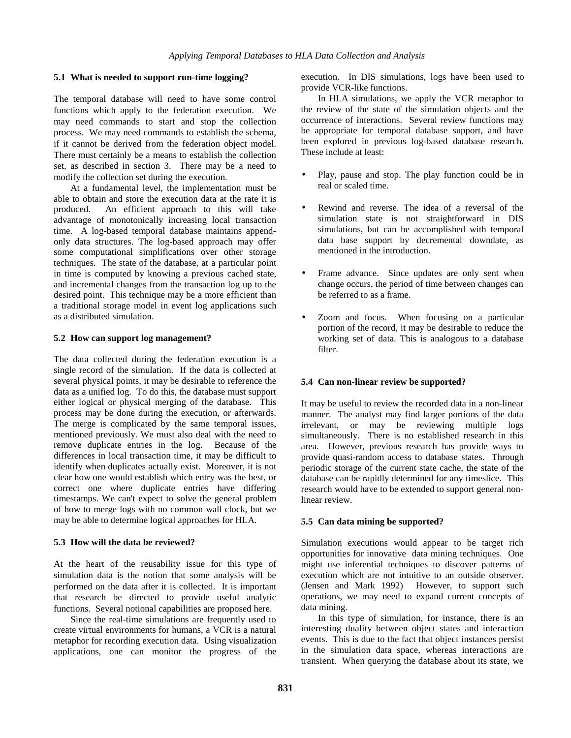### 5.1 What is needed to support run-time logging?

The temporal database will need to have some control functions which apply to the federation execution. We may need commands to start and stop the collection process. We may need commands to establish the schema, if it cannot be derived from the federation object model. There must certainly be a means to establish the collection set, as described in section 3. There may be a need to modify the collection set during the execution.

At a fundamental level, the implementation must be able to obtain and store the execution data at the rate it is produced. An efficient approach to this will take advantage of monotonically increasing local transaction time. A log-based temporal database maintains append-only data structures. The log-based approach may offer some computational simplifications over other storage techniques. The state of the database, at a particular point in time is computed by knowing a previous cached state, and incremental changes from the transaction log up to the desired point. This technique may be a more efficient than a traditional storage model in event log applications such as a distributed simulation.

### 5.2 How can support log management?

The data collected during the federation execution is a single record of the simulation. If the data is collected at several physical points, it may be desirable to reference the data as a unified log. To do this, the database must support either logical or physical merging of the database. This process may be done during the execution, or afterwards. The merge is complicated by the same temporal issues, mentioned previously. We must also deal with the need to remove duplicate entries in the log. Because of the differences in local transaction time, it may be difficult to identify when duplicates actually exist. Moreover, it is not clear how one would establish which entry was the best, or correct one where duplicate entries have differing timestamps. We can't expect to solve the general problem of how to merge logs with no common wall clock, but we may be able to determine logical approaches for HLA.

### 5.3 How will the data be reviewed?

At the heart of the reusability issue for this type of simulation data is the notion that some analysis will be performed on the data after it is collected. It is important that research be directed to provide useful analytic functions. Several notional capabilities are proposed here.

Since the real-time simulations are frequently used to create virtual environments for humans, a VCR is a natural metaphor for recording execution data. Using visualization applications, one can monitor the progress of the execution. In DIS simulations, logs have been used to provide VCR-like functions.

In HLA simulations, we apply the VCR metaphor to the review of the state of the simulation objects and the occurrence of interactions. Several review functions may be appropriate for temporal database support, and have been explored in previous log-based database research. These include at least:

- Play, pause and stop. The play function could be in real or scaled time.
- Rewind and reverse. The idea of a reversal of the simulation state is not straightforward in DIS simulations, but can be accomplished with temporal data base support by decremental downdate, as mentioned in the introduction.
- Frame advance. Since updates are only sent when change occurs, the period of time between changes can be referred to as a frame.
- Zoom and focus. When focusing on a particular portion of the record, it may be desirable to reduce the working set of data. This is analogous to a database filter.

### 5.4 Can non-linear review be supported?

It may be useful to review the recorded data in a non-linear manner. The analyst may find larger portions of the data irrelevant, or may be reviewing multiple logs simultaneously. There is no established research in this area. However, previous research has provide ways to provide quasi-random access to database states. Through periodic storage of the current state cache, the state of the database can be rapidly determined for any timeslice. This research would have to be extended to support general non-linear review.

### 5.5 Can data mining be supported?

Simulation executions would appear to be target rich opportunities for innovative data mining techniques. One might use inferential techniques to discover patterns of execution which are not intuitive to an outside observer. (Jensen and Mark 1992) However, to support such operations, we may need to expand current concepts of data mining.

In this type of simulation, for instance, there is an interesting duality between object states and interaction events. This is due to the fact that object instances persist in the simulation data space, whereas interactions are transient. When querying the database about its state, we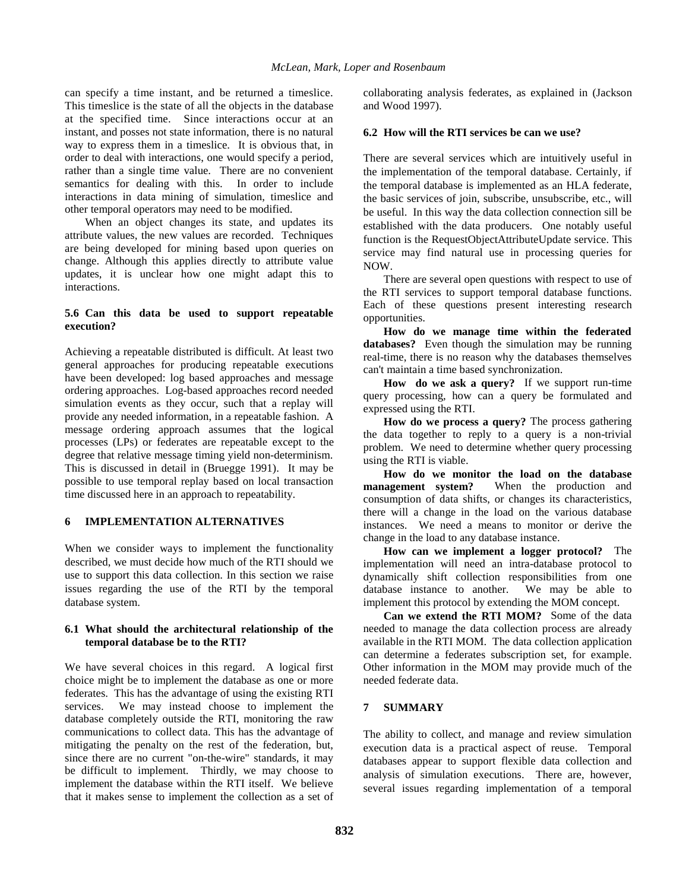can specify a time instant, and be returned a timeslice. This timeslice is the state of all the objects in the database at the specified time. Since interactions occur at an instant, and posses not state information, there is no natural way to express them in a timeslice. It is obvious that, in order to deal with interactions, one would specify a period, rather than a single time value. There are no convenient semantics for dealing with this. In order to include interactions in data mining of simulation, timeslice and other temporal operators may need to be modified.

When an object changes its state, and updates its attribute values, the new values are recorded. Techniques are being developed for mining based upon queries on change. Although this applies directly to attribute value updates, it is unclear how one might adapt this to interactions.

### 5.6 Can this data be used to support repeatable execution?

Achieving a repeatable distributed is difficult. At least two general approaches for producing repeatable executions have been developed: log based approaches and message ordering approaches. Log-based approaches record needed simulation events as they occur, such that a replay will provide any needed information, in a repeatable fashion. A message ordering approach assumes that the logical processes (LPs) or federates are repeatable except to the degree that relative message timing yield non-determinism. This is discussed in detail in (Bruegge 1991). It may be possible to use temporal replay based on local transaction time discussed here in an approach to repeatability.

## 6 IMPLEMENTATION ALTERNATIVES

When we consider ways to implement the functionality described, we must decide how much of the RTI should we use to support this data collection. In this section we raise issues regarding the use of the RTI by the temporal database system.

### 6.1 What should the architectural relationship of the temporal database be to the RTI?

We have several choices in this regard. A logical first choice might be to implement the database as one or more federates. This has the advantage of using the existing RTI services. We may instead choose to implement the database completely outside the RTI, monitoring the raw communications to collect data. This has the advantage of mitigating the penalty on the rest of the federation, but, since there are no current "on-the-wire" standards, it may be difficult to implement. Thirdly, we may choose to implement the database within the RTI itself. We believe that it makes sense to implement the collection as a set of collaborating analysis federates, as explained in (Jackson and Wood 1997).

### 6.2 How will the RTI services be can we use?

There are several services which are intuitively useful in the implementation of the temporal database. Certainly, if the temporal database is implemented as an HLA federate, the basic services of join, subscribe, unsubscribe, etc., will be useful. In this way the data collection connection sill be established with the data producers. One notably useful function is the RequestObjectAttributeUpdate service. This service may find natural use in processing queries for NOW.

There are several open questions with respect to use of the RTI services to support temporal database functions. Each of these questions present interesting research opportunities.

**How do we manage time within the federated databases?** Even though the simulation may be running real-time, there is no reason why the databases themselves can't maintain a time based synchronization.

**How do we ask a query?** If we support run-time query processing, how can a query be formulated and expressed using the RTI.

**How do we process a query?** The process gathering the data together to reply to a query is a non-trivial problem. We need to determine whether query processing using the RTI is viable.

**How do we monitor the load on the database management system?** When the production and consumption of data shifts, or changes its characteristics, there will a change in the load on the various database instances. We need a means to monitor or derive the change in the load to any database instance.

**How can we implement a logger protocol?** The implementation will need an intra-database protocol to dynamically shift collection responsibilities from one database instance to another. We may be able to implement this protocol by extending the MOM concept.

**Can we extend the RTI MOM?** Some of the data needed to manage the data collection process are already available in the RTI MOM. The data collection application can determine a federates subscription set, for example. Other information in the MOM may provide much of the needed federate data.

## 7 SUMMARY

The ability to collect, and manage and review simulation execution data is a practical aspect of reuse. Temporal databases appear to support flexible data collection and analysis of simulation executions. There are, however, several issues regarding implementation of a temporal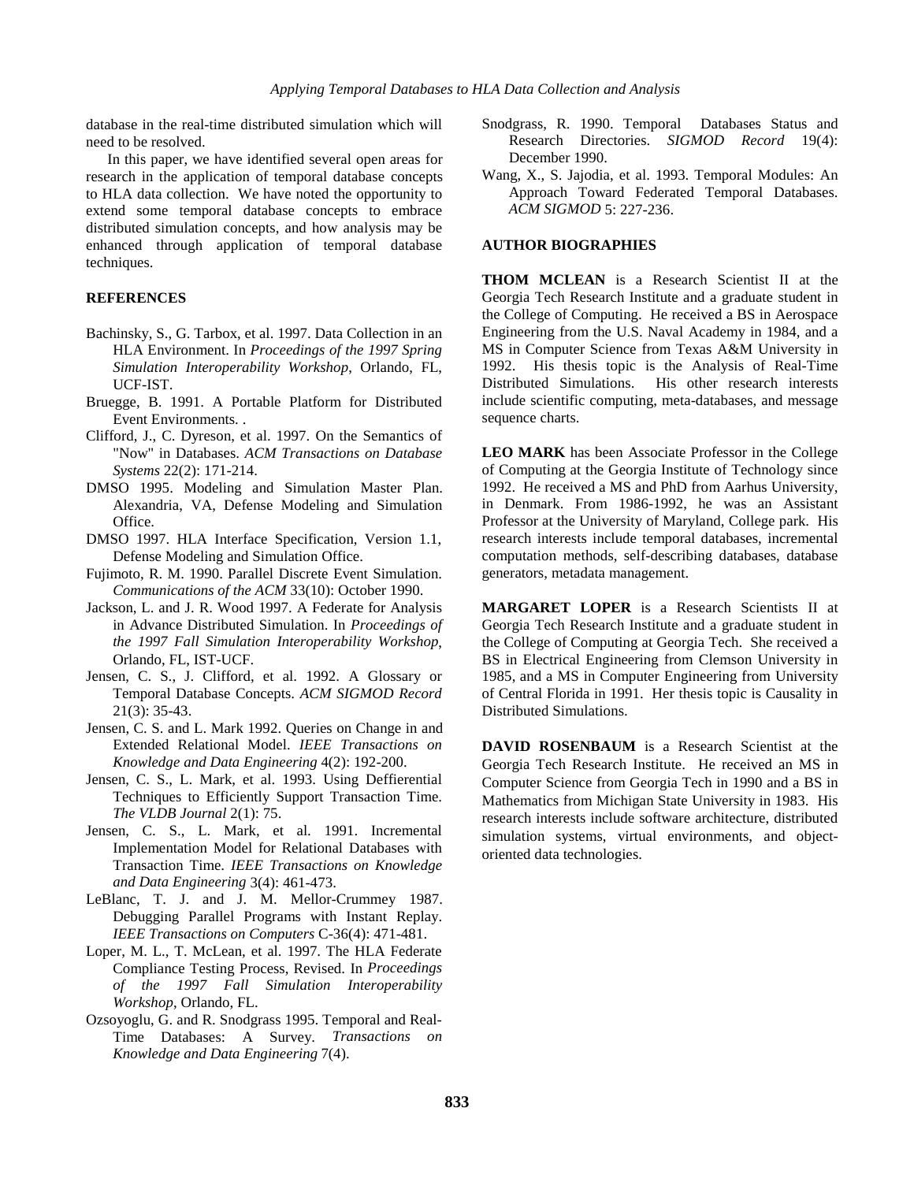database in the real-time distributed simulation which will need to be resolved.

In this paper, we have identified several open areas for research in the application of temporal database concepts to HLA data collection. We have noted the opportunity to extend some temporal database concepts to embrace distributed simulation concepts, and how analysis may be enhanced through application of temporal database techniques.

## REFERENCES

Bachinsky, S., G. Tarbox, et al. 1997. Data Collection in an HLA Environment. In *Proceedings of the 1997 Spring Simulation Interoperability Workshop*, Orlando, FL, UCF-IST.

Bruegge, B. 1991. A Portable Platform for Distributed Event Environments. .

Clifford, J., C. Dyreson, et al. 1997. On the Semantics of "Now" in Databases. *ACM Transactions on Database Systems* 22(2): 171-214.

DMSO 1995. Modeling and Simulation Master Plan. Alexandria, VA, Defense Modeling and Simulation Office.

DMSO 1997. HLA Interface Specification, Version 1.1, Defense Modeling and Simulation Office.

Fujimoto, R. M. 1990. Parallel Discrete Event Simulation. *Communications of the ACM* 33(10): October 1990.

Jackson, L. and J. R. Wood 1997. A Federate for Analysis in Advance Distributed Simulation. In *Proceedings of the 1997 Fall Simulation Interoperability Workshop*, Orlando, FL, IST-UCF.

Jensen, C. S., J. Clifford, et al. 1992. A Glossary or Temporal Database Concepts. *ACM SIGMOD Record* 21(3): 35-43.

Jensen, C. S. and L. Mark 1992. Queries on Change in and Extended Relational Model. *IEEE Transactions on Knowledge and Data Engineering* 4(2): 192-200.

Jensen, C. S., L. Mark, et al. 1993. Using Deffierential Techniques to Efficiently Support Transaction Time. *The VLDB Journal* 2(1): 75.

Jensen, C. S., L. Mark, et al. 1991. Incremental Implementation Model for Relational Databases with Transaction Time. *IEEE Transactions on Knowledge and Data Engineering* 3(4): 461-473.

LeBlanc, T. J. and J. M. Mellor-Crummey 1987. Debugging Parallel Programs with Instant Replay. *IEEE Transactions on Computers* C-36(4): 471-481.

Loper, M. L., T. McLean, et al. 1997. The HLA Federate Compliance Testing Process, Revised. In *Proceedings of the 1997 Fall Simulation Interoperability Workshop*, Orlando, FL.

Ozsoyoglu, G. and R. Snodgrass 1995. Temporal and Real-Time Databases: A Survey. *Transactions on Knowledge and Data Engineering* 7(4).

Snodgrass, R. 1990. Temporal Databases Status and Research Directories. *SIGMOD Record* 19(4): December 1990.

Wang, X., S. Jajodia, et al. 1993. Temporal Modules: An Approach Toward Federated Temporal Databases. *ACM SIGMOD* 5: 227-236.

## AUTHOR BIOGRAPHIES

**THOM MCLEAN** is a Research Scientist II at the Georgia Tech Research Institute and a graduate student in the College of Computing. He received a BS in Aerospace Engineering from the U.S. Naval Academy in 1984, and a MS in Computer Science from Texas A&M University in 1992. His thesis topic is the Analysis of Real-Time Distributed Simulations. His other research interests include scientific computing, meta-databases, and message sequence charts.

**LEO MARK** has been Associate Professor in the College of Computing at the Georgia Institute of Technology since 1992. He received a MS and PhD from Aarhus University, in Denmark. From 1986-1992, he was an Assistant Professor at the University of Maryland, College park. His research interests include temporal databases, incremental computation methods, self-describing databases, database generators, metadata management.

**MARGARET LOPER** is a Research Scientists II at Georgia Tech Research Institute and a graduate student in the College of Computing at Georgia Tech. She received a BS in Electrical Engineering from Clemson University in 1985, and a MS in Computer Engineering from University of Central Florida in 1991. Her thesis topic is Causality in Distributed Simulations.

**DAVID ROSENBAUM** is a Research Scientist at the Georgia Tech Research Institute. He received an MS in Computer Science from Georgia Tech in 1990 and a BS in Mathematics from Michigan State University in 1983. His research interests include software architecture, distributed simulation systems, virtual environments, and object-oriented data technologies.